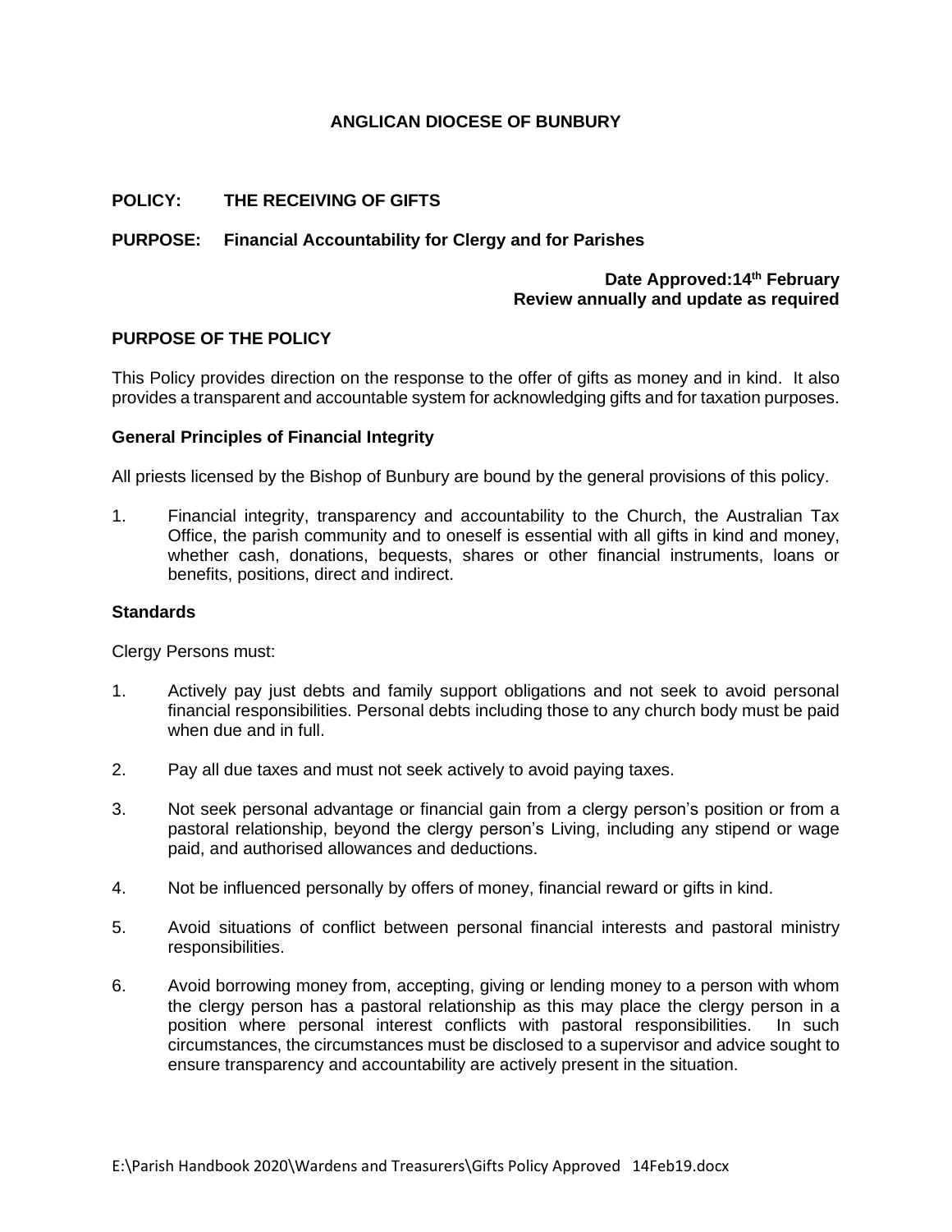# ANGLICAN DIOCESE OF BUNBURY

**POLICY: THE RECEIVING OF GIFTS**

**PURPOSE: Financial Accountability for Clergy and for Parishes**

**Date Approved:14th February**
**Review annually and update as required**

## PURPOSE OF THE POLICY

This Policy provides direction on the response to the offer of gifts as money and in kind. It also provides a transparent and accountable system for acknowledging gifts and for taxation purposes.

### General Principles of Financial Integrity

All priests licensed by the Bishop of Bunbury are bound by the general provisions of this policy.

1. Financial integrity, transparency and accountability to the Church, the Australian Tax Office, the parish community and to oneself is essential with all gifts in kind and money, whether cash, donations, bequests, shares or other financial instruments, loans or benefits, positions, direct and indirect.

### Standards

Clergy Persons must:

1. Actively pay just debts and family support obligations and not seek to avoid personal financial responsibilities. Personal debts including those to any church body must be paid when due and in full.
2. Pay all due taxes and must not seek actively to avoid paying taxes.
3. Not seek personal advantage or financial gain from a clergy person's position or from a pastoral relationship, beyond the clergy person's Living, including any stipend or wage paid, and authorised allowances and deductions.
4. Not be influenced personally by offers of money, financial reward or gifts in kind.
5. Avoid situations of conflict between personal financial interests and pastoral ministry responsibilities.
6. Avoid borrowing money from, accepting, giving or lending money to a person with whom the clergy person has a pastoral relationship as this may place the clergy person in a position where personal interest conflicts with pastoral responsibilities. In such circumstances, the circumstances must be disclosed to a supervisor and advice sought to ensure transparency and accountability are actively present in the situation.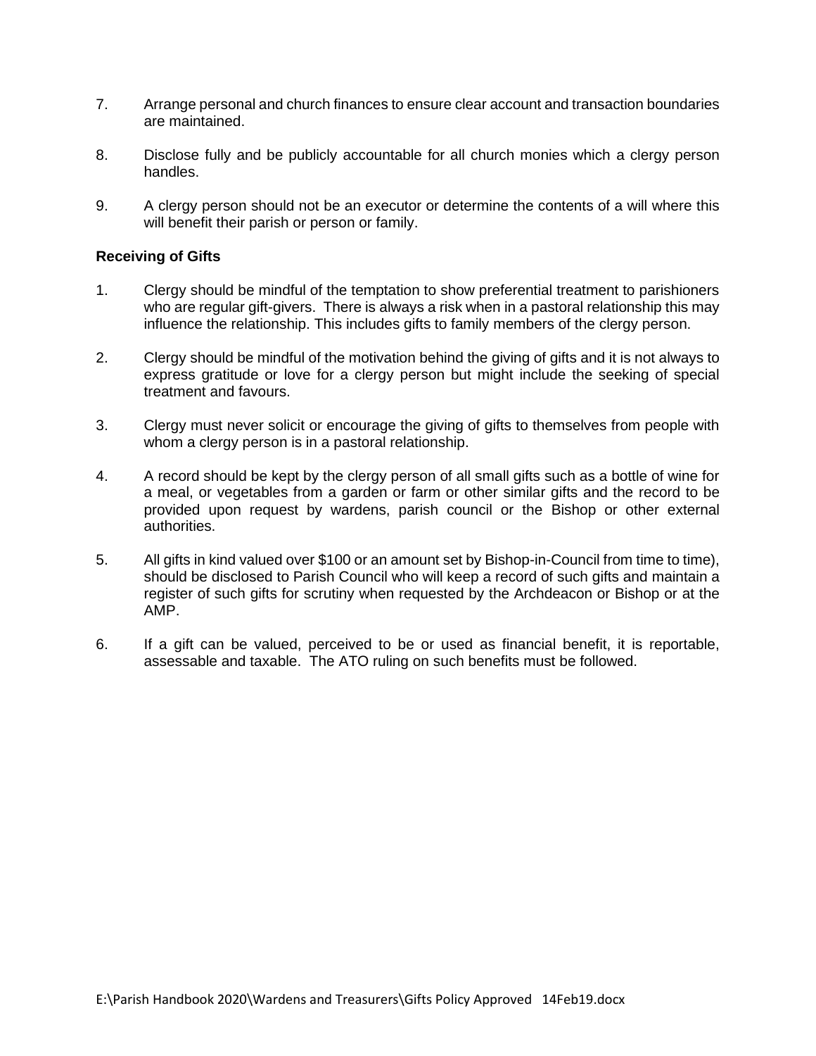7. Arrange personal and church finances to ensure clear account and transaction boundaries are maintained.

8. Disclose fully and be publicly accountable for all church monies which a clergy person handles.

9. A clergy person should not be an executor or determine the contents of a will where this will benefit their parish or person or family.

**Receiving of Gifts**

1. Clergy should be mindful of the temptation to show preferential treatment to parishioners who are regular gift-givers. There is always a risk when in a pastoral relationship this may influence the relationship. This includes gifts to family members of the clergy person.

2. Clergy should be mindful of the motivation behind the giving of gifts and it is not always to express gratitude or love for a clergy person but might include the seeking of special treatment and favours.

3. Clergy must never solicit or encourage the giving of gifts to themselves from people with whom a clergy person is in a pastoral relationship.

4. A record should be kept by the clergy person of all small gifts such as a bottle of wine for a meal, or vegetables from a garden or farm or other similar gifts and the record to be provided upon request by wardens, parish council or the Bishop or other external authorities.

5. All gifts in kind valued over $100 or an amount set by Bishop-in-Council from time to time), should be disclosed to Parish Council who will keep a record of such gifts and maintain a register of such gifts for scrutiny when requested by the Archdeacon or Bishop or at the AMP.

6. If a gift can be valued, perceived to be or used as financial benefit, it is reportable, assessable and taxable. The ATO ruling on such benefits must be followed.

E:\Parish Handbook 2020\Wardens and Treasurers\Gifts Policy Approved 14Feb19.docx